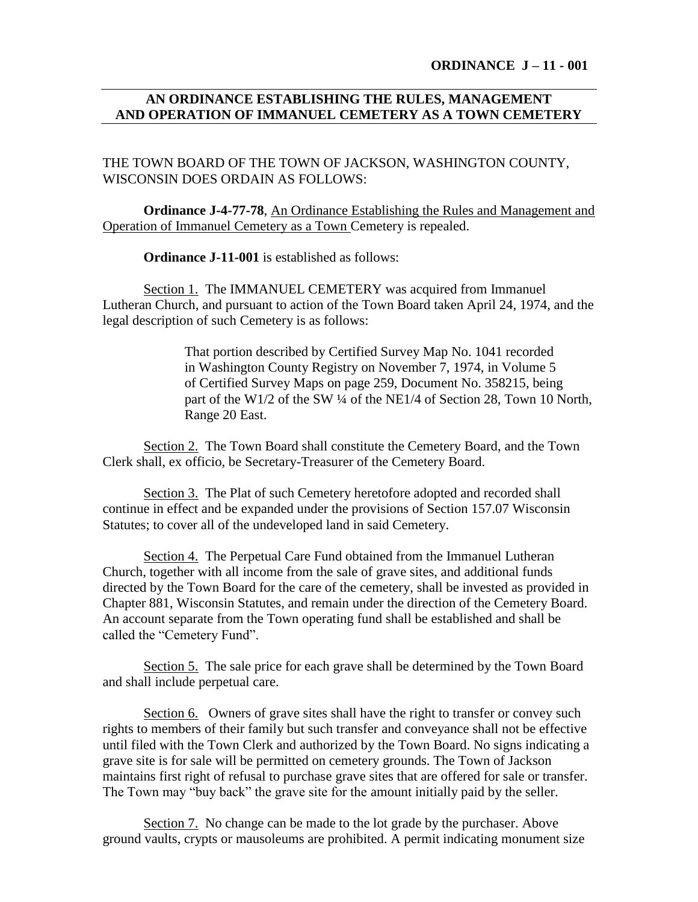**ORDINANCE J – 11 - 001**

## AN ORDINANCE ESTABLISHING THE RULES, MANAGEMENT AND OPERATION OF IMMANUEL CEMETERY AS A TOWN CEMETERY

THE TOWN BOARD OF THE TOWN OF JACKSON, WASHINGTON COUNTY, WISCONSIN DOES ORDAIN AS FOLLOWS:

**Ordinance J-4-77-78**, An Ordinance Establishing the Rules and Management and Operation of Immanuel Cemetery as a Town Cemetery is repealed.

**Ordinance J-11-001** is established as follows:

Section 1. The IMMANUEL CEMETERY was acquired from Immanuel Lutheran Church, and pursuant to action of the Town Board taken April 24, 1974, and the legal description of such Cemetery is as follows:

> That portion described by Certified Survey Map No. 1041 recorded in Washington County Registry on November 7, 1974, in Volume 5 of Certified Survey Maps on page 259, Document No. 358215, being part of the W1/2 of the SW ¼ of the NE1/4 of Section 28, Town 10 North, Range 20 East.

Section 2. The Town Board shall constitute the Cemetery Board, and the Town Clerk shall, ex officio, be Secretary-Treasurer of the Cemetery Board.

Section 3. The Plat of such Cemetery heretofore adopted and recorded shall continue in effect and be expanded under the provisions of Section 157.07 Wisconsin Statutes; to cover all of the undeveloped land in said Cemetery.

Section 4. The Perpetual Care Fund obtained from the Immanuel Lutheran Church, together with all income from the sale of grave sites, and additional funds directed by the Town Board for the care of the cemetery, shall be invested as provided in Chapter 881, Wisconsin Statutes, and remain under the direction of the Cemetery Board. An account separate from the Town operating fund shall be established and shall be called the "Cemetery Fund".

Section 5. The sale price for each grave shall be determined by the Town Board and shall include perpetual care.

Section 6. Owners of grave sites shall have the right to transfer or convey such rights to members of their family but such transfer and conveyance shall not be effective until filed with the Town Clerk and authorized by the Town Board. No signs indicating a grave site is for sale will be permitted on cemetery grounds. The Town of Jackson maintains first right of refusal to purchase grave sites that are offered for sale or transfer. The Town may "buy back" the grave site for the amount initially paid by the seller.

Section 7. No change can be made to the lot grade by the purchaser. Above ground vaults, crypts or mausoleums are prohibited. A permit indicating monument size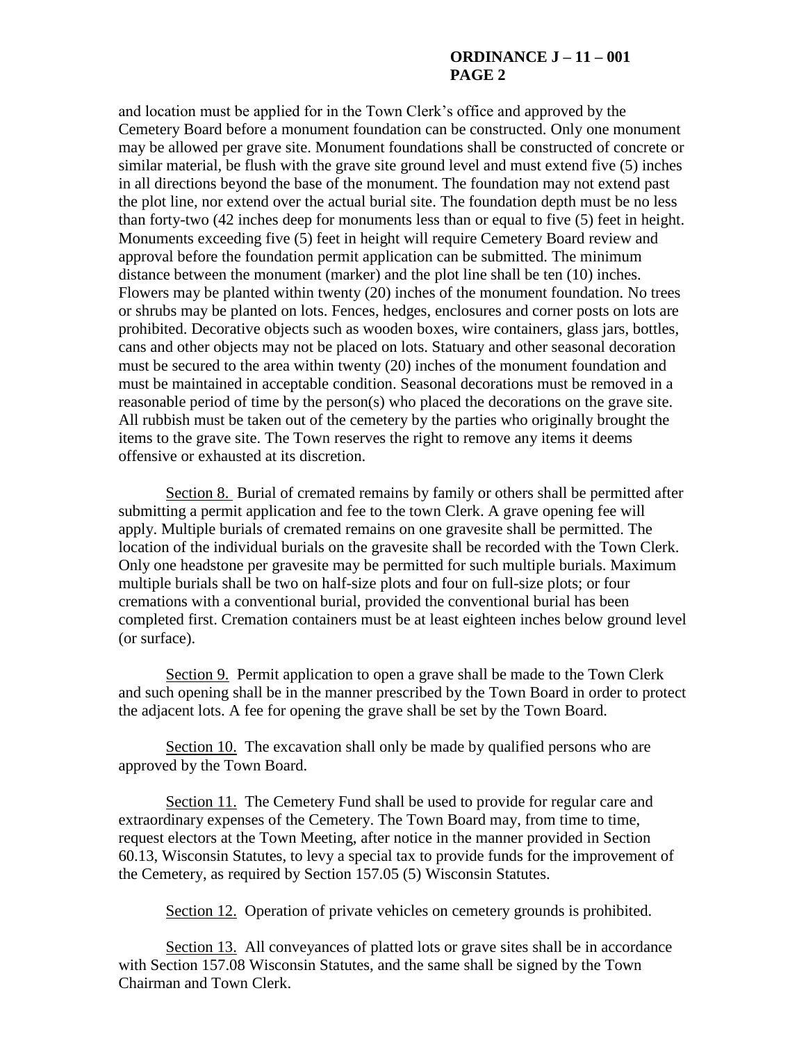and location must be applied for in the Town Clerk's office and approved by the Cemetery Board before a monument foundation can be constructed. Only one monument may be allowed per grave site. Monument foundations shall be constructed of concrete or similar material, be flush with the grave site ground level and must extend five (5) inches in all directions beyond the base of the monument. The foundation may not extend past the plot line, nor extend over the actual burial site. The foundation depth must be no less than forty-two (42 inches deep for monuments less than or equal to five (5) feet in height. Monuments exceeding five (5) feet in height will require Cemetery Board review and approval before the foundation permit application can be submitted. The minimum distance between the monument (marker) and the plot line shall be ten (10) inches. Flowers may be planted within twenty (20) inches of the monument foundation. No trees or shrubs may be planted on lots. Fences, hedges, enclosures and corner posts on lots are prohibited. Decorative objects such as wooden boxes, wire containers, glass jars, bottles, cans and other objects may not be placed on lots. Statuary and other seasonal decoration must be secured to the area within twenty (20) inches of the monument foundation and must be maintained in acceptable condition. Seasonal decorations must be removed in a reasonable period of time by the person(s) who placed the decorations on the grave site. All rubbish must be taken out of the cemetery by the parties who originally brought the items to the grave site. The Town reserves the right to remove any items it deems offensive or exhausted at its discretion.

Section 8. Burial of cremated remains by family or others shall be permitted after submitting a permit application and fee to the town Clerk. A grave opening fee will apply. Multiple burials of cremated remains on one gravesite shall be permitted. The location of the individual burials on the gravesite shall be recorded with the Town Clerk. Only one headstone per gravesite may be permitted for such multiple burials. Maximum multiple burials shall be two on half-size plots and four on full-size plots; or four cremations with a conventional burial, provided the conventional burial has been completed first. Cremation containers must be at least eighteen inches below ground level (or surface).

Section 9. Permit application to open a grave shall be made to the Town Clerk and such opening shall be in the manner prescribed by the Town Board in order to protect the adjacent lots. A fee for opening the grave shall be set by the Town Board.

Section 10. The excavation shall only be made by qualified persons who are approved by the Town Board.

Section 11. The Cemetery Fund shall be used to provide for regular care and extraordinary expenses of the Cemetery. The Town Board may, from time to time, request electors at the Town Meeting, after notice in the manner provided in Section 60.13, Wisconsin Statutes, to levy a special tax to provide funds for the improvement of the Cemetery, as required by Section 157.05 (5) Wisconsin Statutes.

Section 12. Operation of private vehicles on cemetery grounds is prohibited.

Section 13. All conveyances of platted lots or grave sites shall be in accordance with Section 157.08 Wisconsin Statutes, and the same shall be signed by the Town Chairman and Town Clerk.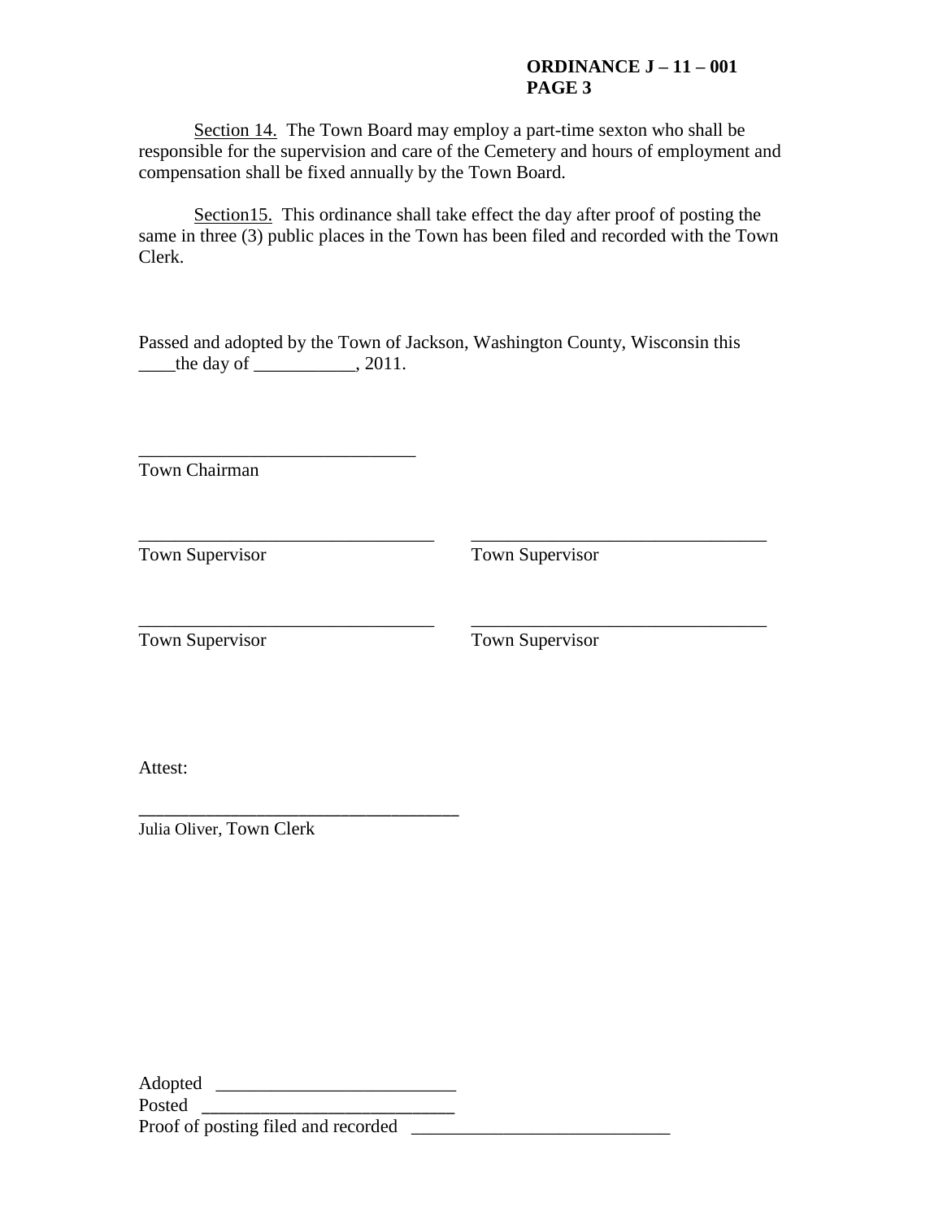Section 14. The Town Board may employ a part-time sexton who shall be responsible for the supervision and care of the Cemetery and hours of employment and compensation shall be fixed annually by the Town Board.

Section15. This ordinance shall take effect the day after proof of posting the same in three (3) public places in the Town has been filed and recorded with the Town Clerk.

Passed and adopted by the Town of Jackson, Washington County, Wisconsin this ____the day of ___________, 2011.

______________________________
Town Chairman

________________________________ ________________________________
Town Supervisor Town Supervisor

________________________________ ________________________________
Town Supervisor Town Supervisor

Attest:

__________________________________
Julia Oliver, Town Clerk

Adopted _________________________
Posted ___________________________
Proof of posting filed and recorded ___________________________